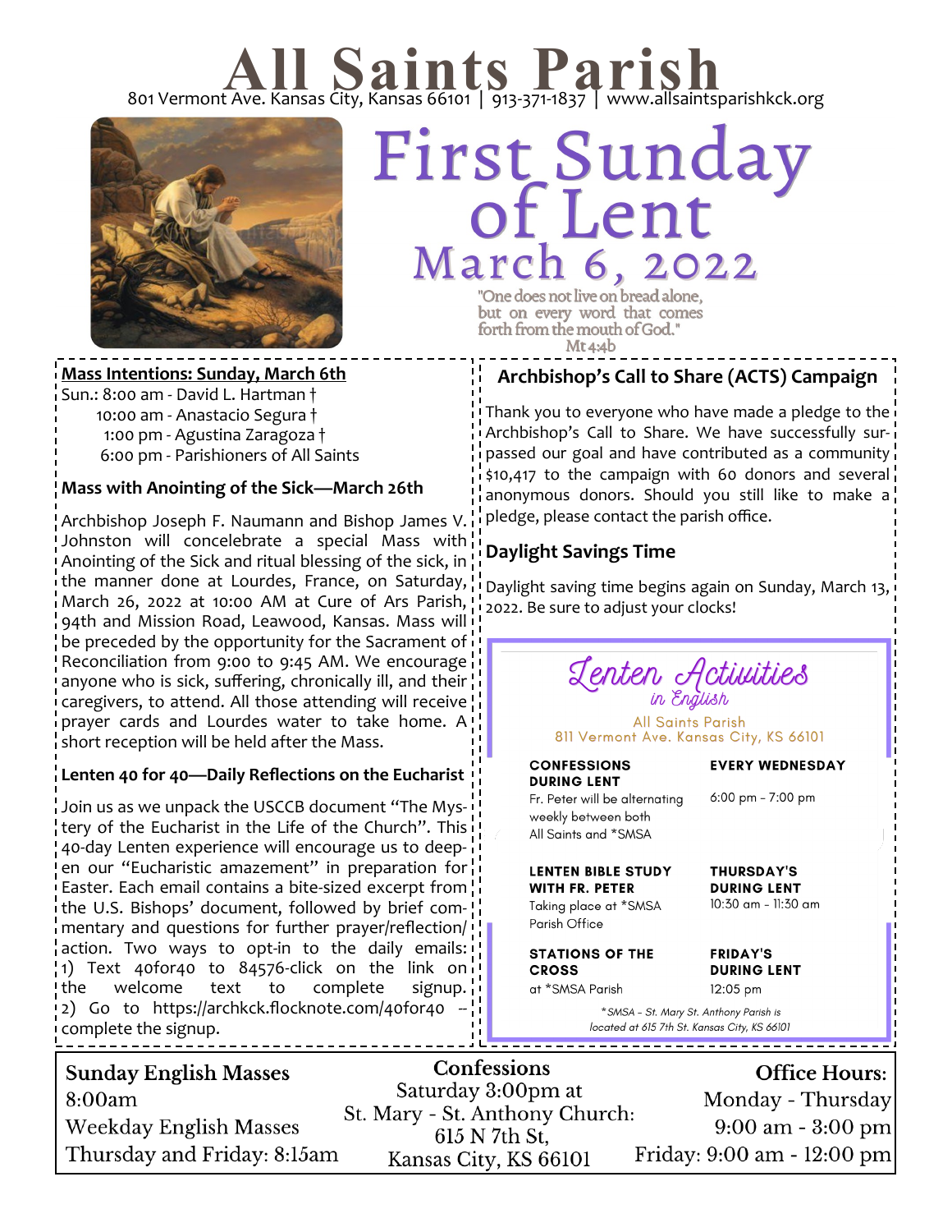# All Saints Parish

801 Vermont Ave. Kansas City, Kansas 66101 | 913-371-1837 | www.allsaintsparishkck.org

# First Sunday of Lent

## March 6, 2022

"One does not live on bread alone, but on every word that comes forth from the mouth of God."
Mt 4:4b

**Mass Intentions: Sunday, March 6th**

Sun.: 8:00 am - David L. Hartman †
10:00 am - Anastacio Segura †
1:00 pm - Agustina Zaragoza †
6:00 pm - Parishioners of All Saints

### Mass with Anointing of the Sick—March 26th

Archbishop Joseph F. Naumann and Bishop James V. Johnston will concelebrate a special Mass with Anointing of the Sick and ritual blessing of the sick, in the manner done at Lourdes, France, on Saturday, March 26, 2022 at 10:00 AM at Cure of Ars Parish, 94th and Mission Road, Leawood, Kansas. Mass will be preceded by the opportunity for the Sacrament of Reconciliation from 9:00 to 9:45 AM. We encourage anyone who is sick, suffering, chronically ill, and their caregivers, to attend. All those attending will receive prayer cards and Lourdes water to take home. A short reception will be held after the Mass.

### Lenten 40 for 40—Daily Reflections on the Eucharist

Join us as we unpack the USCCB document "The Mystery of the Eucharist in the Life of the Church". This 40-day Lenten experience will encourage us to deepen our "Eucharistic amazement" in preparation for Easter. Each email contains a bite-sized excerpt from the U.S. Bishops' document, followed by brief commentary and questions for further prayer/reflection/action. Two ways to opt-in to the daily emails: 1) Text 40for40 to 84576-click on the link on the welcome text to complete signup. 2) Go to https://archkck.flocknote.com/40for40 -- complete the signup.

### Archbishop's Call to Share (ACTS) Campaign

Thank you to everyone who have made a pledge to the Archbishop's Call to Share. We have successfully surpassed our goal and have contributed as a community $10,417 to the campaign with 60 donors and several anonymous donors. Should you still like to make a pledge, please contact the parish office.

### Daylight Savings Time

Daylight saving time begins again on Sunday, March 13, 2022. Be sure to adjust your clocks!

### Lenten Activities in English

All Saints Parish
811 Vermont Ave. Kansas City, KS 66101

| | |
|---|---|
| **CONFESSIONS DURING LENT** Fr. Peter will be alternating weekly between both All Saints and *SMSA | **EVERY WEDNESDAY** 6:00 pm - 7:00 pm |
| **LENTEN BIBLE STUDY WITH FR. PETER** Taking place at *SMSA Parish Office | **THURSDAY'S DURING LENT** 10:30 am - 11:30 am |
| **STATIONS OF THE CROSS** at *SMSA Parish | **FRIDAY'S DURING LENT** 12:05 pm |

*SMSA - St. Mary St. Anthony Parish is located at 615 7th St. Kansas City, KS 66101

**Sunday English Masses**
8:00am
**Weekday English Masses**
Thursday and Friday: 8:15am

**Confessions**
Saturday 3:00pm at
St. Mary - St. Anthony Church:
615 N 7th St,
Kansas City, KS 66101

**Office Hours:**
Monday - Thursday
9:00 am - 3:00 pm
Friday: 9:00 am - 12:00 pm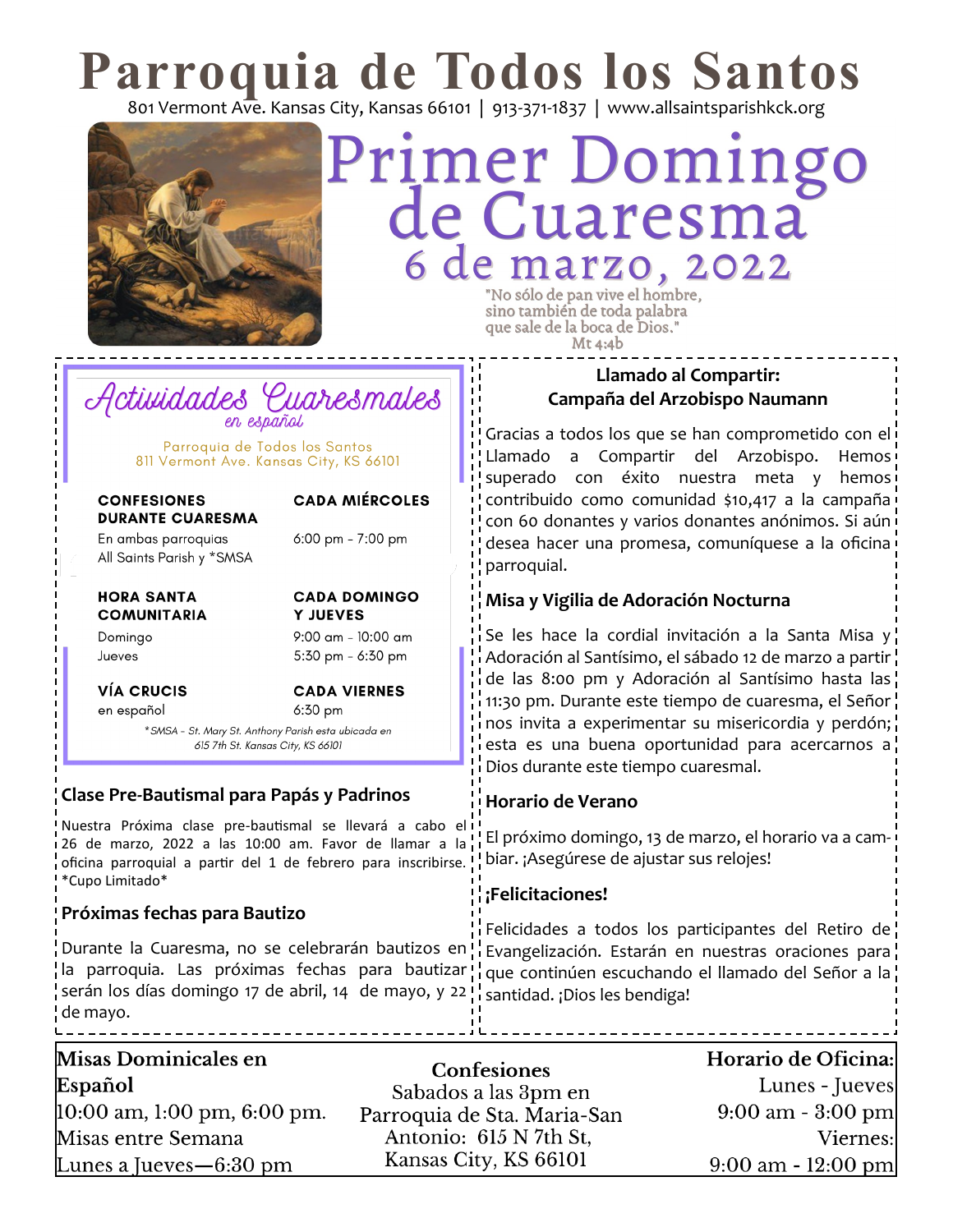# Parroquia de Todos los Santos

801 Vermont Ave. Kansas City, Kansas 66101 | 913-371-1837 | www.allsaintsparishkck.org

# Primer Domingo de Cuaresma

## 6 de marzo, 2022

"No sólo de pan vive el hombre, sino también de toda palabra que sale de la boca de Dios."
Mt 4:4b

## Actividades Cuaresmales

*en español*

Parroquia de Todos los Santos
811 Vermont Ave. Kansas City, KS 66101

**CONFESIONES DURANTE CUARESMA** — **CADA MIÉRCOLES**
En ambas parroquias All Saints Parish y *SMSA — 6:00 pm - 7:00 pm

**HORA SANTA COMUNITARIA** — **CADA DOMINGO Y JUEVES**
Domingo — 9:00 am - 10:00 am
Jueves — 5:30 pm - 6:30 pm

**VÍA CRUCIS** — **CADA VIERNES**
en español — 6:30 pm

*SMSA - St. Mary St. Anthony Parish esta ubicada en 615 7th St. Kansas City, KS 66101

### Clase Pre-Bautismal para Papás y Padrinos

Nuestra Próxima clase pre-bautismal se llevará a cabo el 26 de marzo, 2022 a las 10:00 am. Favor de llamar a la oficina parroquial a partir del 1 de febrero para inscribirse. *Cupo Limitado*

### Próximas fechas para Bautizo

Durante la Cuaresma, no se celebrarán bautizos en la parroquia. Las próximas fechas para bautizar serán los días domingo 17 de abril, 14 de mayo, y 22 de mayo.

### Llamado al Compartir: Campaña del Arzobispo Naumann

Gracias a todos los que se han comprometido con el Llamado a Compartir del Arzobispo. Hemos superado con éxito nuestra meta y hemos contribuido como comunidad $10,417 a la campaña con 60 donantes y varios donantes anónimos. Si aún desea hacer una promesa, comuníquese a la oficina parroquial.

### Misa y Vigilia de Adoración Nocturna

Se les hace la cordial invitación a la Santa Misa y Adoración al Santísimo, el sábado 12 de marzo a partir de las 8:00 pm y Adoración al Santísimo hasta las 11:30 pm. Durante este tiempo de cuaresma, el Señor nos invita a experimentar su misericordia y perdón; esta es una buena oportunidad para acercarnos a Dios durante este tiempo cuaresmal.

### Horario de Verano

El próximo domingo, 13 de marzo, el horario va a cambiar. ¡Asegúrese de ajustar sus relojes!

### ¡Felicitaciones!

Felicidades a todos los participantes del Retiro de Evangelización. Estarán en nuestras oraciones para que continúen escuchando el llamado del Señor a la santidad. ¡Dios les bendiga!

**Misas Dominicales en Español**
10:00 am, 1:00 pm, 6:00 pm.
Misas entre Semana
Lunes a Jueves—6:30 pm

**Confesiones**
Sabados a las 3pm en Parroquia de Sta. Maria-San Antonio: 615 N 7th St, Kansas City, KS 66101

**Horario de Oficina:**
Lunes - Jueves
9:00 am - 3:00 pm
Viernes:
9:00 am - 12:00 pm